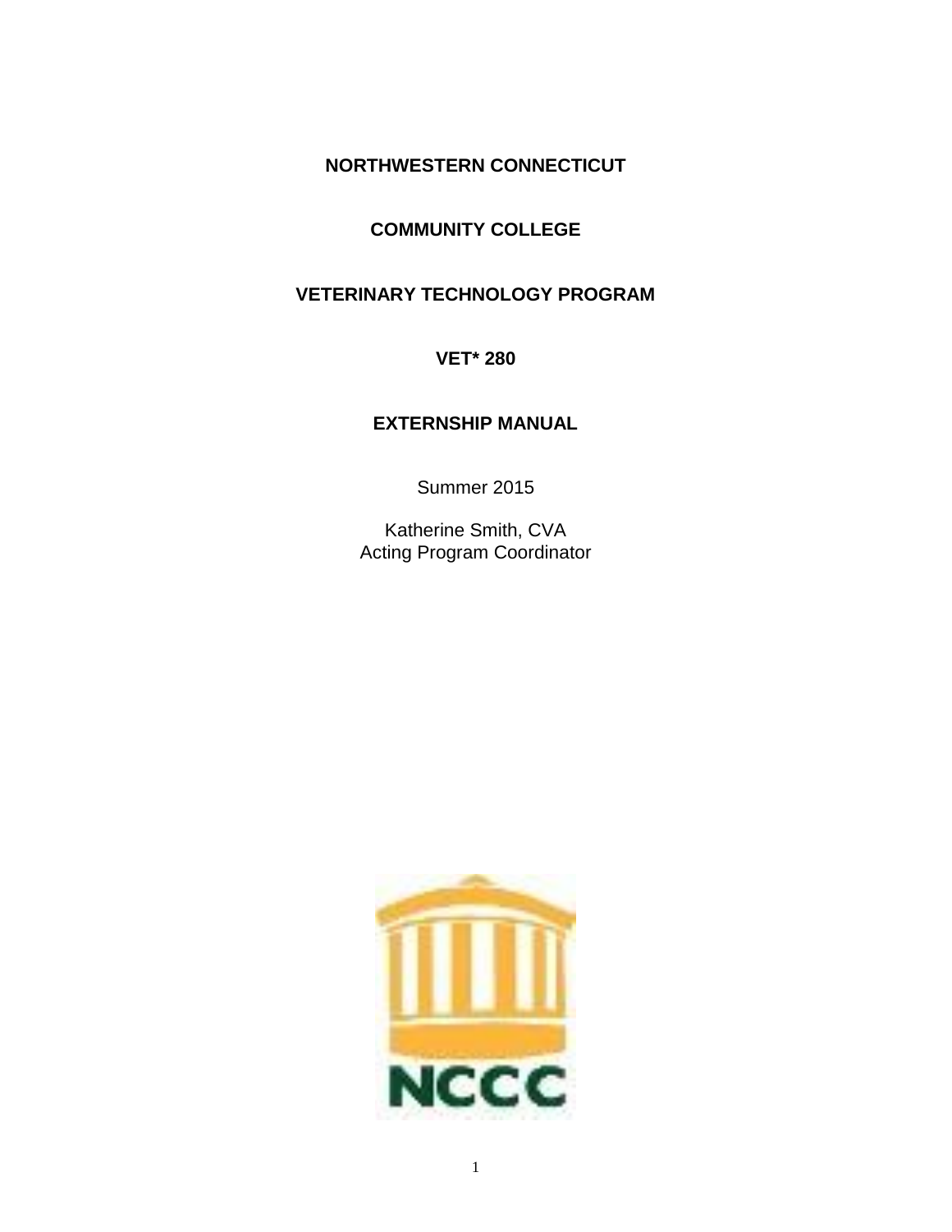# NORTHWESTERN CONNECTICUT

# COMMUNITY COLLEGE

# VETERINARY TECHNOLOGY PROGRAM

# VET* 280

# EXTERNSHIP MANUAL

Summer 2015

Katherine Smith, CVA
Acting Program Coordinator

NCCC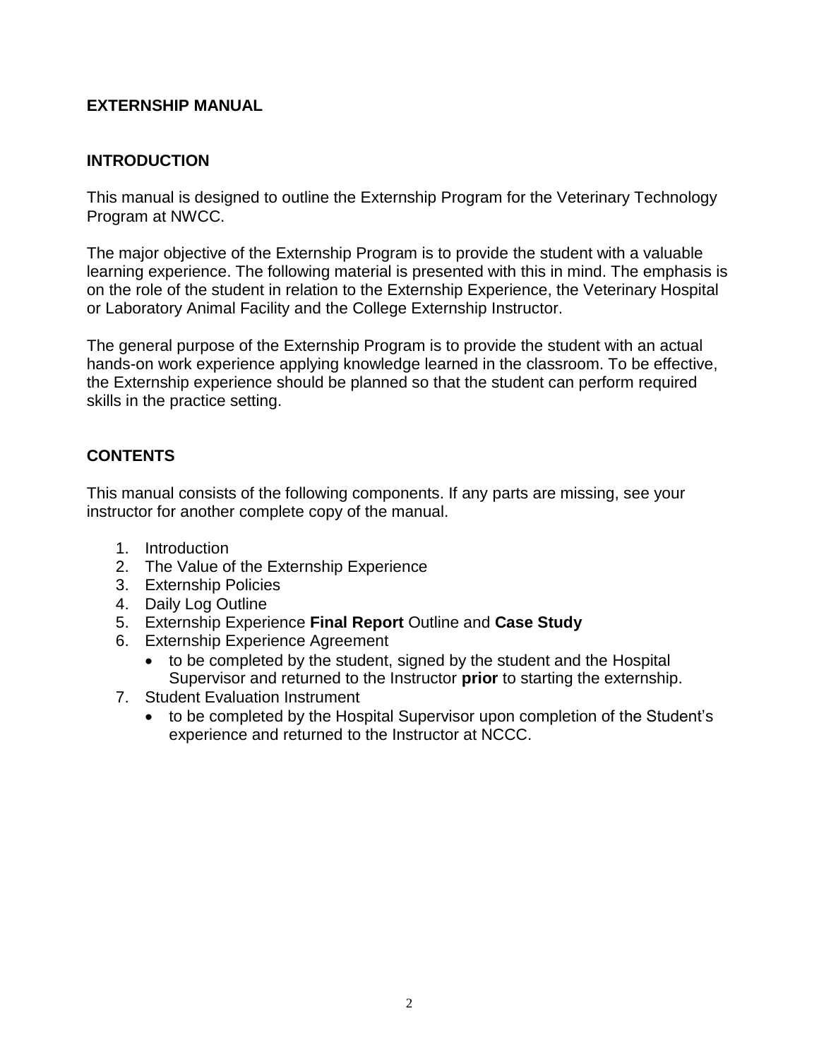# EXTERNSHIP MANUAL

## INTRODUCTION

This manual is designed to outline the Externship Program for the Veterinary Technology Program at NWCC.

The major objective of the Externship Program is to provide the student with a valuable learning experience. The following material is presented with this in mind. The emphasis is on the role of the student in relation to the Externship Experience, the Veterinary Hospital or Laboratory Animal Facility and the College Externship Instructor.

The general purpose of the Externship Program is to provide the student with an actual hands-on work experience applying knowledge learned in the classroom. To be effective, the Externship experience should be planned so that the student can perform required skills in the practice setting.

## CONTENTS

This manual consists of the following components. If any parts are missing, see your instructor for another complete copy of the manual.

1. Introduction
2. The Value of the Externship Experience
3. Externship Policies
4. Daily Log Outline
5. Externship Experience **Final Report** Outline and **Case Study**
6. Externship Experience Agreement
   - to be completed by the student, signed by the student and the Hospital Supervisor and returned to the Instructor **prior** to starting the externship.
7. Student Evaluation Instrument
   - to be completed by the Hospital Supervisor upon completion of the Student's experience and returned to the Instructor at NCCC.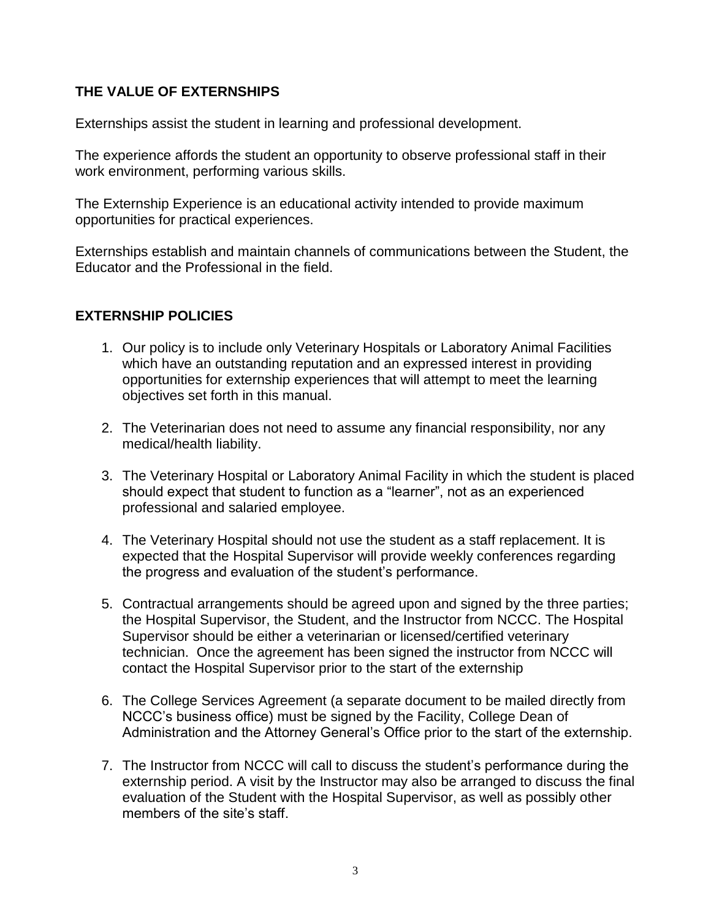## THE VALUE OF EXTERNSHIPS

Externships assist the student in learning and professional development.

The experience affords the student an opportunity to observe professional staff in their work environment, performing various skills.

The Externship Experience is an educational activity intended to provide maximum opportunities for practical experiences.

Externships establish and maintain channels of communications between the Student, the Educator and the Professional in the field.

## EXTERNSHIP POLICIES

1. Our policy is to include only Veterinary Hospitals or Laboratory Animal Facilities which have an outstanding reputation and an expressed interest in providing opportunities for externship experiences that will attempt to meet the learning objectives set forth in this manual.

2. The Veterinarian does not need to assume any financial responsibility, nor any medical/health liability.

3. The Veterinary Hospital or Laboratory Animal Facility in which the student is placed should expect that student to function as a "learner", not as an experienced professional and salaried employee.

4. The Veterinary Hospital should not use the student as a staff replacement. It is expected that the Hospital Supervisor will provide weekly conferences regarding the progress and evaluation of the student's performance.

5. Contractual arrangements should be agreed upon and signed by the three parties; the Hospital Supervisor, the Student, and the Instructor from NCCC. The Hospital Supervisor should be either a veterinarian or licensed/certified veterinary technician. Once the agreement has been signed the instructor from NCCC will contact the Hospital Supervisor prior to the start of the externship

6. The College Services Agreement (a separate document to be mailed directly from NCCC's business office) must be signed by the Facility, College Dean of Administration and the Attorney General's Office prior to the start of the externship.

7. The Instructor from NCCC will call to discuss the student's performance during the externship period. A visit by the Instructor may also be arranged to discuss the final evaluation of the Student with the Hospital Supervisor, as well as possibly other members of the site's staff.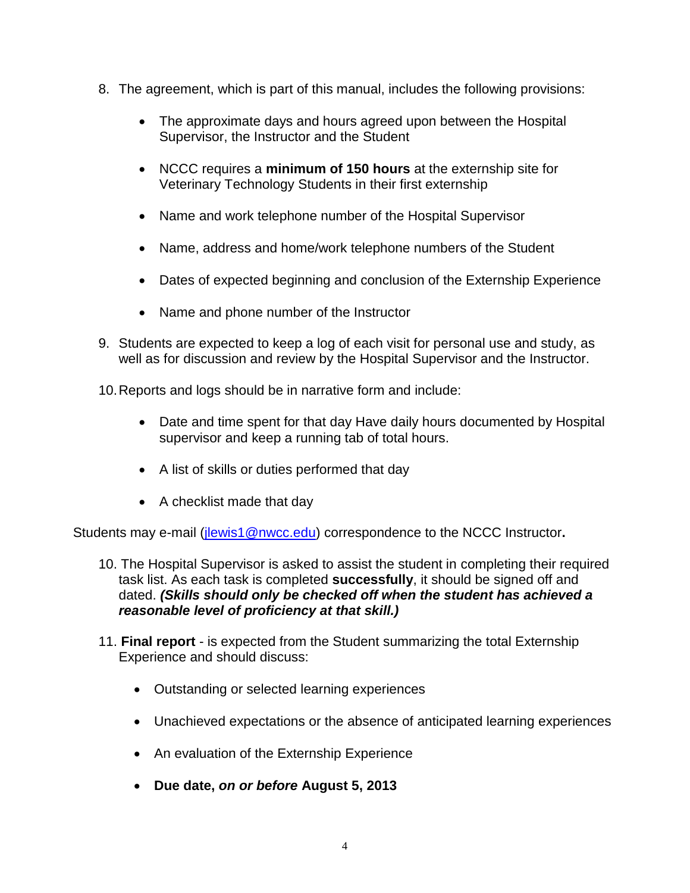8. The agreement, which is part of this manual, includes the following provisions:

    - The approximate days and hours agreed upon between the Hospital Supervisor, the Instructor and the Student
    - NCCC requires a **minimum of 150 hours** at the externship site for Veterinary Technology Students in their first externship
    - Name and work telephone number of the Hospital Supervisor
    - Name, address and home/work telephone numbers of the Student
    - Dates of expected beginning and conclusion of the Externship Experience
    - Name and phone number of the Instructor

9. Students are expected to keep a log of each visit for personal use and study, as well as for discussion and review by the Hospital Supervisor and the Instructor.

10. Reports and logs should be in narrative form and include:

    - Date and time spent for that day Have daily hours documented by Hospital supervisor and keep a running tab of total hours.
    - A list of skills or duties performed that day
    - A checklist made that day

Students may e-mail ([jlewis1@nwcc.edu](mailto:jlewis1@nwcc.edu)) correspondence to the NCCC Instructor**.**

10. The Hospital Supervisor is asked to assist the student in completing their required task list. As each task is completed **successfully**, it should be signed off and dated. ***(Skills should only be checked off when the student has achieved a reasonable level of proficiency at that skill.)***

11. **Final report** - is expected from the Student summarizing the total Externship Experience and should discuss:

    - Outstanding or selected learning experiences
    - Unachieved expectations or the absence of anticipated learning experiences
    - An evaluation of the Externship Experience
    - **Due date, *on or before* August 5, 2013**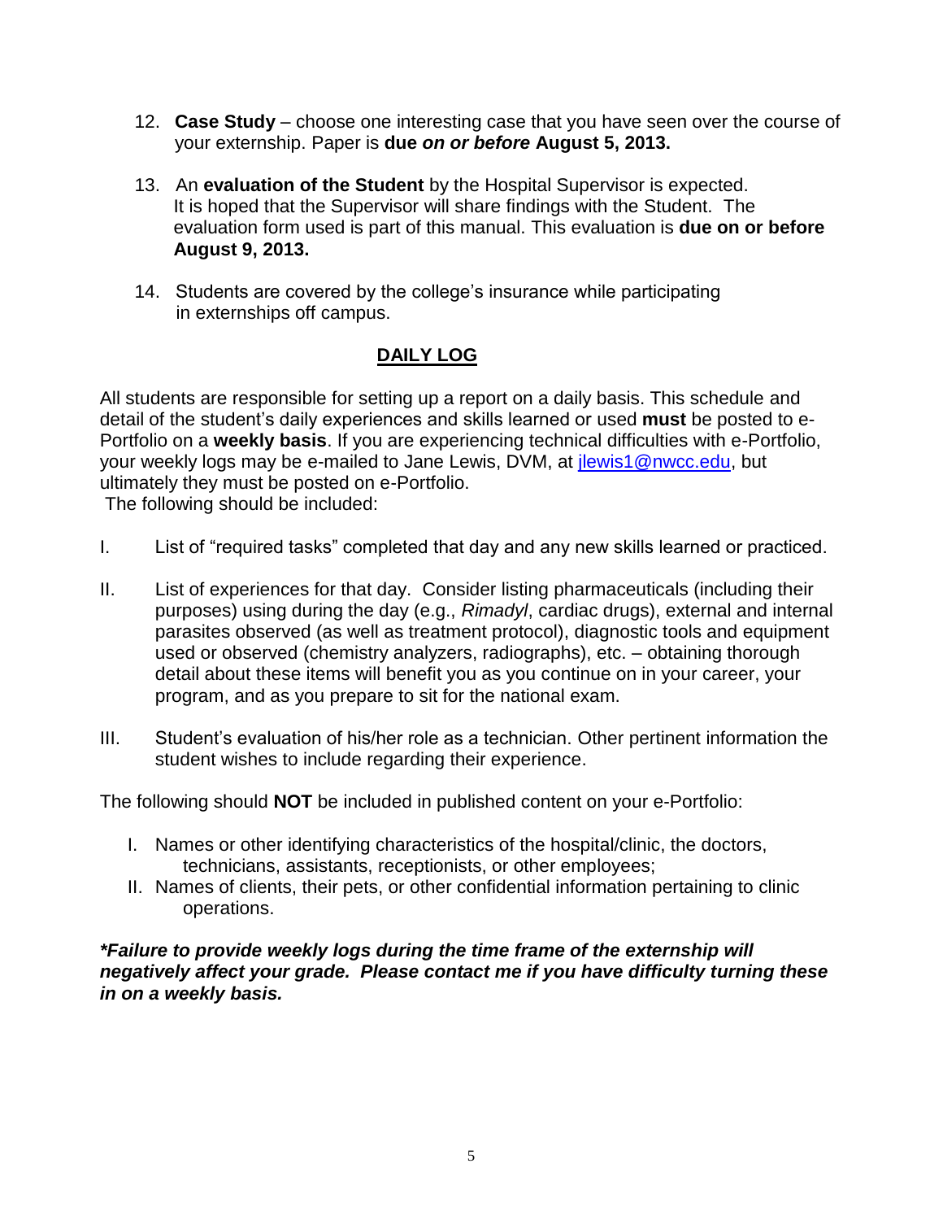12. **Case Study** – choose one interesting case that you have seen over the course of your externship. Paper is **due *on or before* August 5, 2013.**

13. An **evaluation of the Student** by the Hospital Supervisor is expected. It is hoped that the Supervisor will share findings with the Student. The evaluation form used is part of this manual. This evaluation is **due on or before August 9, 2013.**

14. Students are covered by the college's insurance while participating in externships off campus.

## DAILY LOG

All students are responsible for setting up a report on a daily basis. This schedule and detail of the student's daily experiences and skills learned or used **must** be posted to e-Portfolio on a **weekly basis**. If you are experiencing technical difficulties with e-Portfolio, your weekly logs may be e-mailed to Jane Lewis, DVM, at jlewis1@nwcc.edu, but ultimately they must be posted on e-Portfolio.

The following should be included:

I. List of "required tasks" completed that day and any new skills learned or practiced.

II. List of experiences for that day. Consider listing pharmaceuticals (including their purposes) using during the day (e.g., *Rimadyl*, cardiac drugs), external and internal parasites observed (as well as treatment protocol), diagnostic tools and equipment used or observed (chemistry analyzers, radiographs), etc. – obtaining thorough detail about these items will benefit you as you continue on in your career, your program, and as you prepare to sit for the national exam.

III. Student's evaluation of his/her role as a technician. Other pertinent information the student wishes to include regarding their experience.

The following should **NOT** be included in published content on your e-Portfolio:

I. Names or other identifying characteristics of the hospital/clinic, the doctors, technicians, assistants, receptionists, or other employees;
II. Names of clients, their pets, or other confidential information pertaining to clinic operations.

***\*Failure to provide weekly logs during the time frame of the externship will negatively affect your grade. Please contact me if you have difficulty turning these in on a weekly basis.***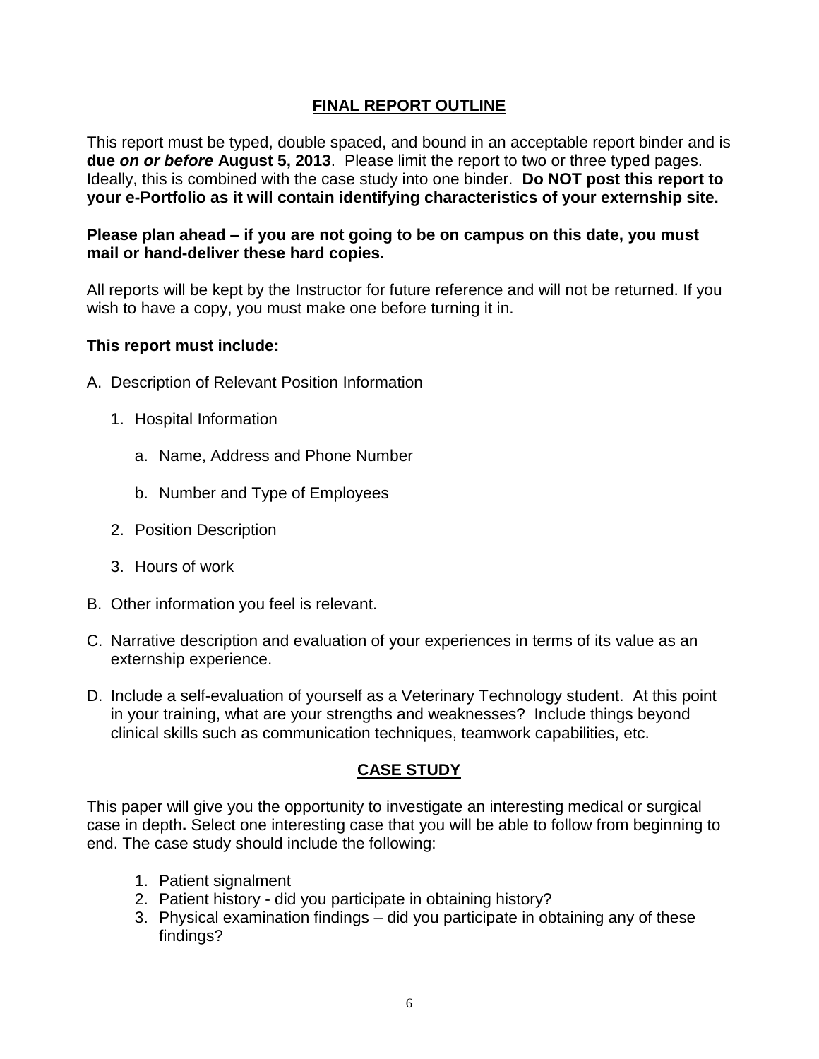## FINAL REPORT OUTLINE

This report must be typed, double spaced, and bound in an acceptable report binder and is **due *on or before* August 5, 2013**. Please limit the report to two or three typed pages. Ideally, this is combined with the case study into one binder. **Do NOT post this report to your e-Portfolio as it will contain identifying characteristics of your externship site.**

**Please plan ahead – if you are not going to be on campus on this date, you must mail or hand-deliver these hard copies.**

All reports will be kept by the Instructor for future reference and will not be returned. If you wish to have a copy, you must make one before turning it in.

**This report must include:**

A. Description of Relevant Position Information

   1. Hospital Information

      a. Name, Address and Phone Number

      b. Number and Type of Employees

   2. Position Description

   3. Hours of work

B. Other information you feel is relevant.

C. Narrative description and evaluation of your experiences in terms of its value as an externship experience.

D. Include a self-evaluation of yourself as a Veterinary Technology student. At this point in your training, what are your strengths and weaknesses? Include things beyond clinical skills such as communication techniques, teamwork capabilities, etc.

## CASE STUDY

This paper will give you the opportunity to investigate an interesting medical or surgical case in depth**.** Select one interesting case that you will be able to follow from beginning to end. The case study should include the following:

1. Patient signalment
2. Patient history - did you participate in obtaining history?
3. Physical examination findings – did you participate in obtaining any of these findings?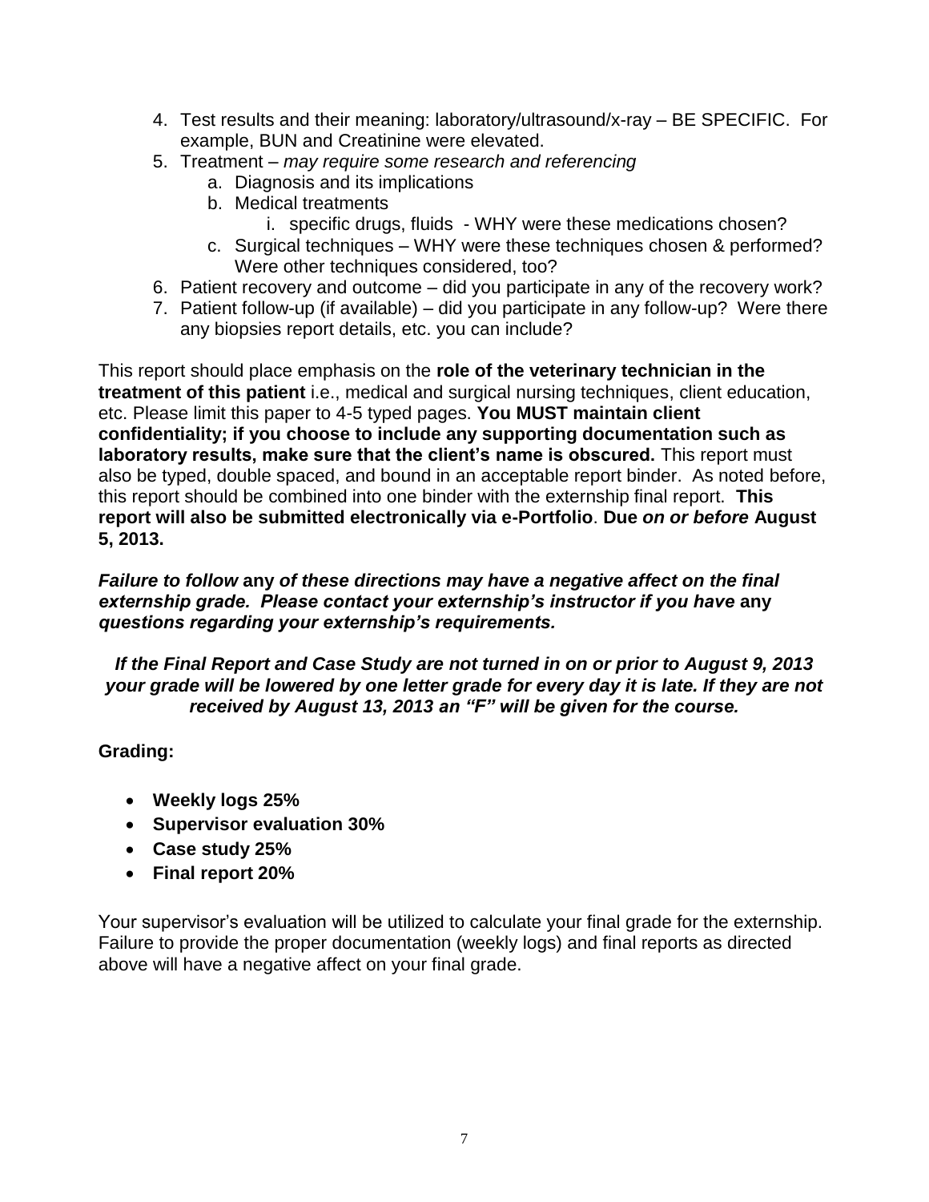4. Test results and their meaning: laboratory/ultrasound/x-ray – BE SPECIFIC. For example, BUN and Creatinine were elevated.
5. Treatment – *may require some research and referencing*
   a. Diagnosis and its implications
   b. Medical treatments
      i. specific drugs, fluids - WHY were these medications chosen?
   c. Surgical techniques – WHY were these techniques chosen & performed? Were other techniques considered, too?
6. Patient recovery and outcome – did you participate in any of the recovery work?
7. Patient follow-up (if available) – did you participate in any follow-up? Were there any biopsies report details, etc. you can include?

This report should place emphasis on the **role of the veterinary technician in the treatment of this patient** i.e., medical and surgical nursing techniques, client education, etc. Please limit this paper to 4-5 typed pages. **You MUST maintain client confidentiality; if you choose to include any supporting documentation such as laboratory results, make sure that the client's name is obscured.** This report must also be typed, double spaced, and bound in an acceptable report binder. As noted before, this report should be combined into one binder with the externship final report. **This report will also be submitted electronically via e-Portfolio**. **Due** ***on or before*** **August 5, 2013.**

***Failure to follow* any *of these directions may have a negative affect on the final externship grade. Please contact your externship's instructor if you have* any *questions regarding your externship's requirements.***

***If the Final Report and Case Study are not turned in on or prior to August 9, 2013 your grade will be lowered by one letter grade for every day it is late. If they are not received by August 13, 2013 an "F" will be given for the course.***

**Grading:**

- **Weekly logs 25%**
- **Supervisor evaluation 30%**
- **Case study 25%**
- **Final report 20%**

Your supervisor's evaluation will be utilized to calculate your final grade for the externship. Failure to provide the proper documentation (weekly logs) and final reports as directed above will have a negative affect on your final grade.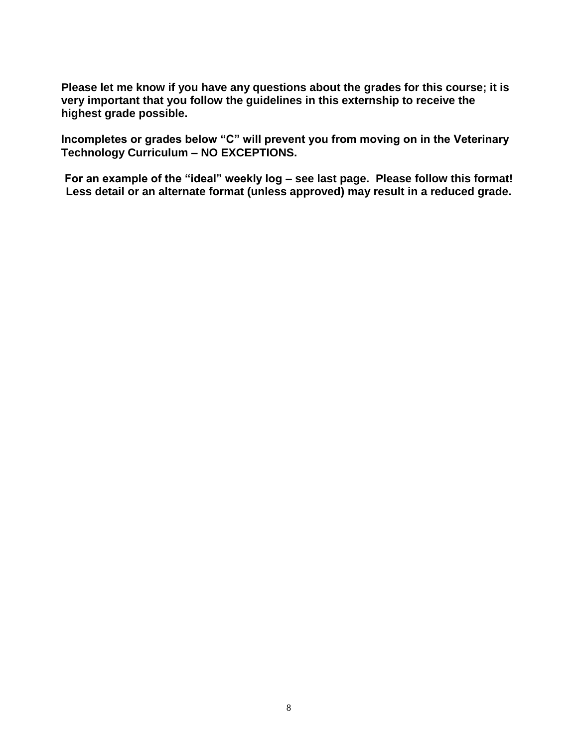**Please let me know if you have any questions about the grades for this course; it is very important that you follow the guidelines in this externship to receive the highest grade possible.**

**Incompletes or grades below "C" will prevent you from moving on in the Veterinary Technology Curriculum – NO EXCEPTIONS.**

**For an example of the "ideal" weekly log – see last page. Please follow this format! Less detail or an alternate format (unless approved) may result in a reduced grade.**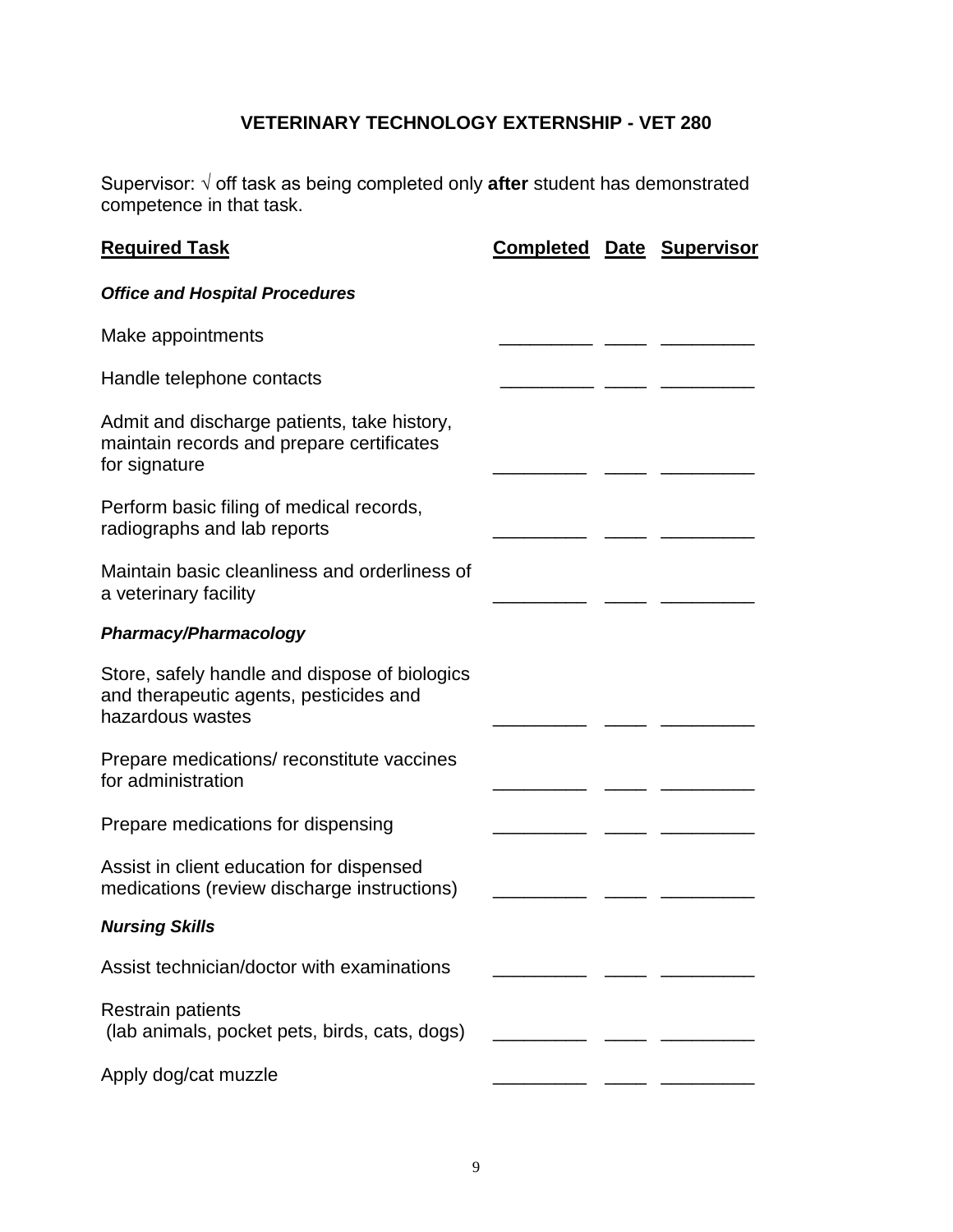## VETERINARY TECHNOLOGY EXTERNSHIP - VET 280

Supervisor: √ off task as being completed only **after** student has demonstrated competence in that task.

| Required Task | Completed | Date | Supervisor |
|---|---|---|---|
| ***Office and Hospital Procedures*** | | | |
| Make appointments | _________ | ____ | _________ |
| Handle telephone contacts | _________ | ____ | _________ |
| Admit and discharge patients, take history, maintain records and prepare certificates for signature | _________ | ____ | _________ |
| Perform basic filing of medical records, radiographs and lab reports | _________ | ____ | _________ |
| Maintain basic cleanliness and orderliness of a veterinary facility | _________ | ____ | _________ |
| ***Pharmacy/Pharmacology*** | | | |
| Store, safely handle and dispose of biologics and therapeutic agents, pesticides and hazardous wastes | _________ | ____ | _________ |
| Prepare medications/ reconstitute vaccines for administration | _________ | ____ | _________ |
| Prepare medications for dispensing | _________ | ____ | _________ |
| Assist in client education for dispensed medications (review discharge instructions) | _________ | ____ | _________ |
| ***Nursing Skills*** | | | |
| Assist technician/doctor with examinations | _________ | ____ | _________ |
| Restrain patients (lab animals, pocket pets, birds, cats, dogs) | _________ | ____ | _________ |
| Apply dog/cat muzzle | _________ | ____ | _________ |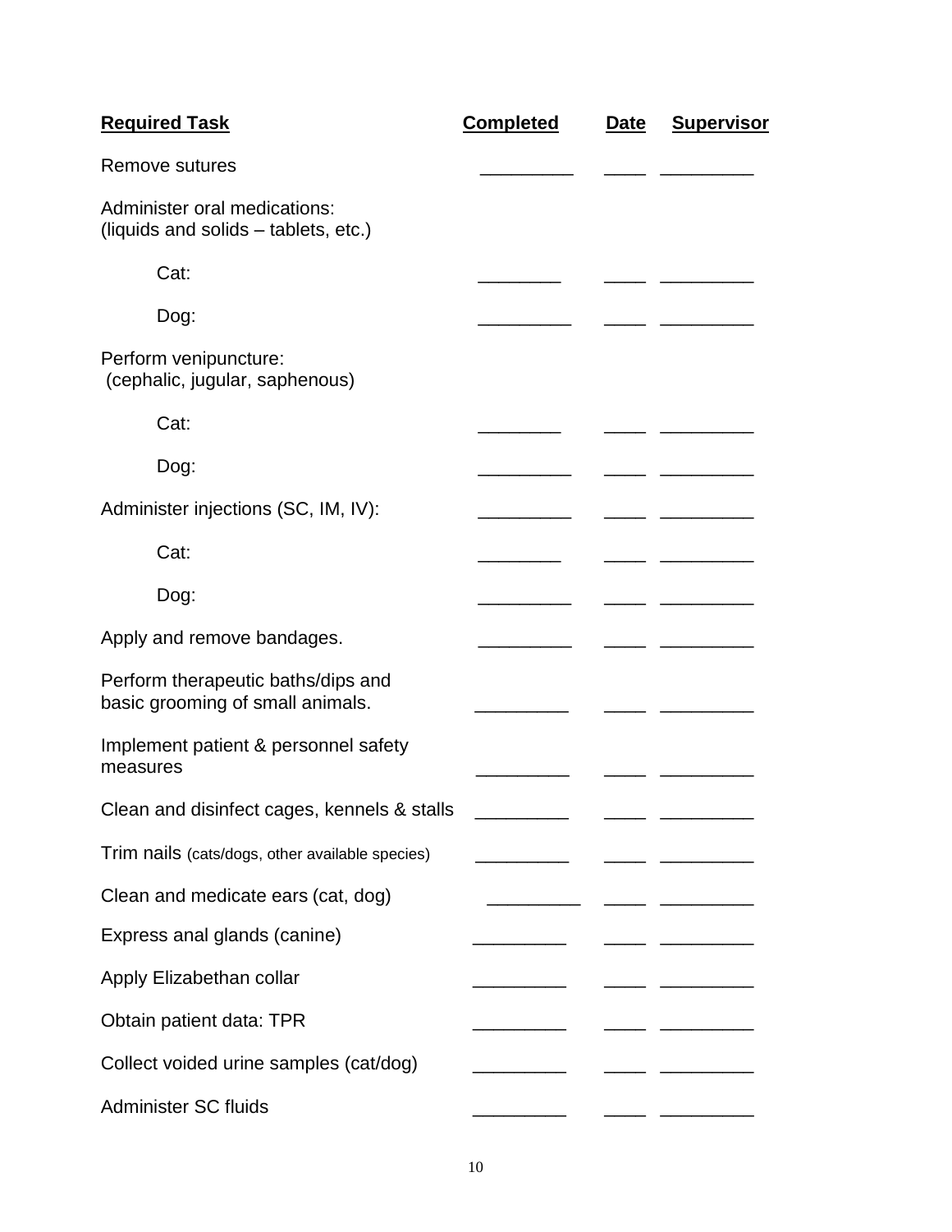| **Required Task** | **Completed** | **Date** | **Supervisor** |
|---|---|---|---|
| Remove sutures | _________ | ____ | _________ |
| Administer oral medications: (liquids and solids – tablets, etc.) | | | |
| Cat: | ________ | ____ | _________ |
| Dog: | _________ | ____ | _________ |
| Perform venipuncture: (cephalic, jugular, saphenous) | | | |
| Cat: | ________ | ____ | _________ |
| Dog: | _________ | ____ | _________ |
| Administer injections (SC, IM, IV): | _________ | ____ | _________ |
| Cat: | ________ | ____ | _________ |
| Dog: | _________ | ____ | _________ |
| Apply and remove bandages. | _________ | ____ | _________ |
| Perform therapeutic baths/dips and basic grooming of small animals. | _________ | ____ | _________ |
| Implement patient & personnel safety measures | _________ | ____ | _________ |
| Clean and disinfect cages, kennels & stalls | _________ | ____ | _________ |
| Trim nails (cats/dogs, other available species) | _________ | ____ | _________ |
| Clean and medicate ears (cat, dog) | _________ | ____ | _________ |
| Express anal glands (canine) | _________ | ____ | _________ |
| Apply Elizabethan collar | _________ | ____ | _________ |
| Obtain patient data: TPR | _________ | ____ | _________ |
| Collect voided urine samples (cat/dog) | _________ | ____ | _________ |
| Administer SC fluids | _________ | ____ | _________ |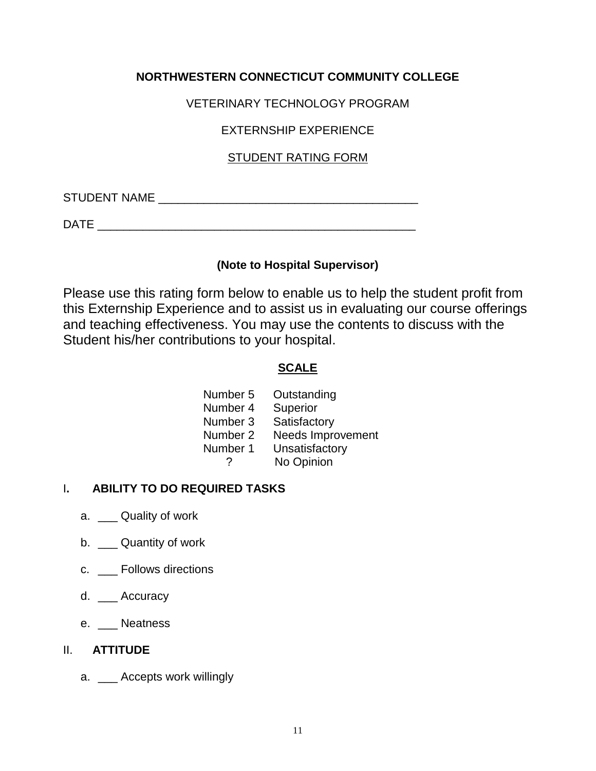**NORTHWESTERN CONNECTICUT COMMUNITY COLLEGE**

VETERINARY TECHNOLOGY PROGRAM

EXTERNSHIP EXPERIENCE

STUDENT RATING FORM

STUDENT NAME _______________________________________

DATE ________________________________________________

**(Note to Hospital Supervisor)**

Please use this rating form below to enable us to help the student profit from this Externship Experience and to assist us in evaluating our course offerings and teaching effectiveness. You may use the contents to discuss with the Student his/her contributions to your hospital.

**SCALE**

| | |
|---|---|
| Number 5 | Outstanding |
| Number 4 | Superior |
| Number 3 | Satisfactory |
| Number 2 | Needs Improvement |
| Number 1 | Unsatisfactory |
| ? | No Opinion |

I. **ABILITY TO DO REQUIRED TASKS**

a. ___ Quality of work

b. ___ Quantity of work

c. ___ Follows directions

d. ___ Accuracy

e. ___ Neatness

II. **ATTITUDE**

a. ___ Accepts work willingly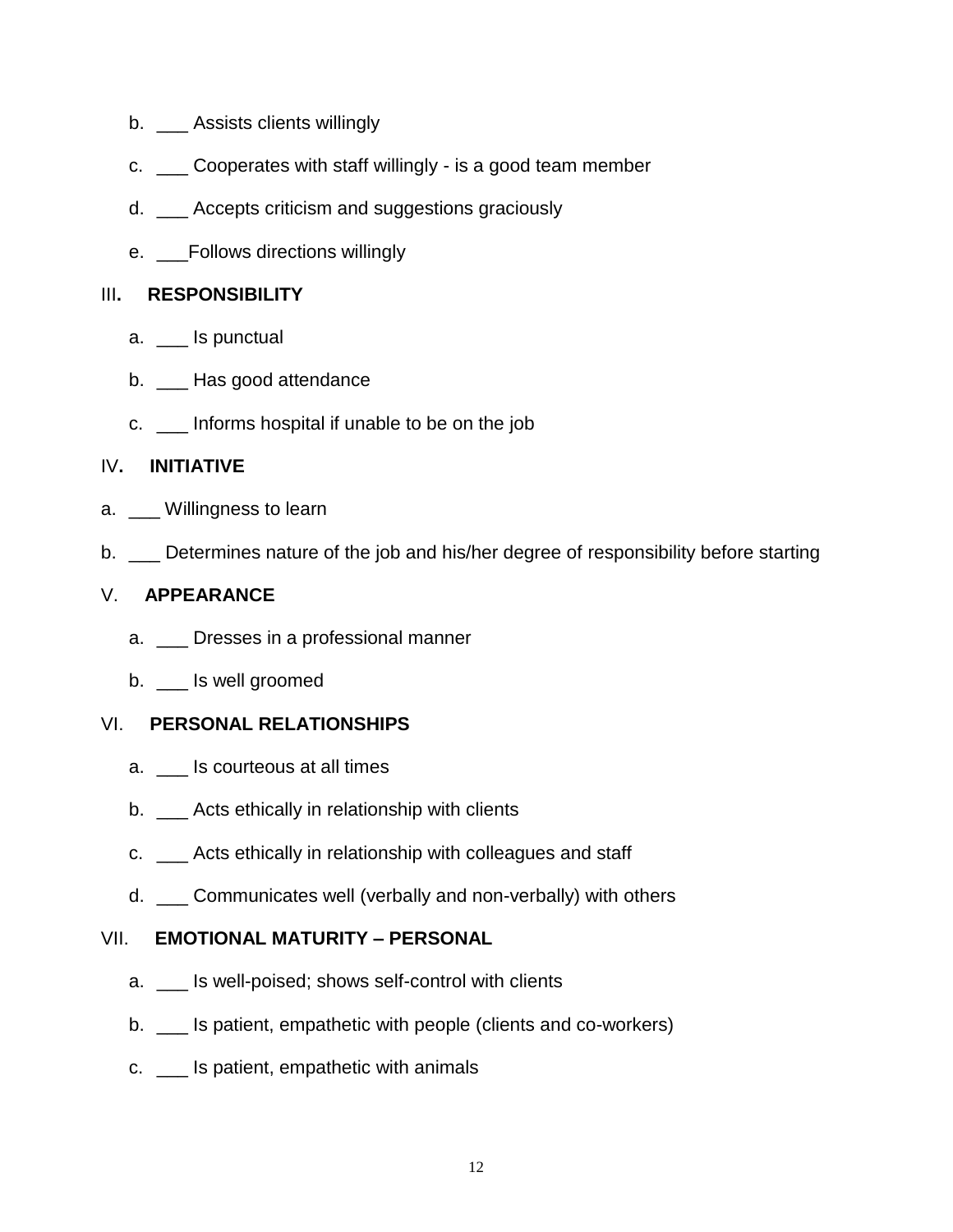b. ___ Assists clients willingly

c. ___ Cooperates with staff willingly - is a good team member

d. ___ Accepts criticism and suggestions graciously

e. ___Follows directions willingly

## III. RESPONSIBILITY

a. ___ Is punctual

b. ___ Has good attendance

c. ___ Informs hospital if unable to be on the job

## IV. INITIATIVE

a. ___ Willingness to learn

b. ___ Determines nature of the job and his/her degree of responsibility before starting

## V. APPEARANCE

a. ___ Dresses in a professional manner

b. ___ Is well groomed

## VI. PERSONAL RELATIONSHIPS

a. ___ Is courteous at all times

b. ___ Acts ethically in relationship with clients

c. ___ Acts ethically in relationship with colleagues and staff

d. ___ Communicates well (verbally and non-verbally) with others

## VII. EMOTIONAL MATURITY – PERSONAL

a. ___ Is well-poised; shows self-control with clients

b. ___ Is patient, empathetic with people (clients and co-workers)

c. ___ Is patient, empathetic with animals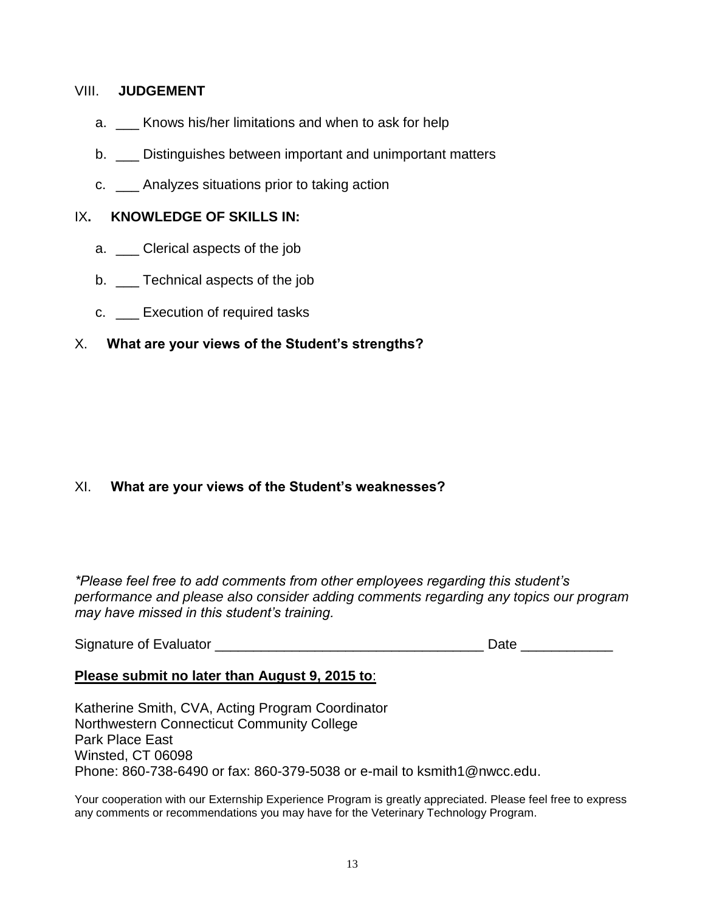VIII. **JUDGEMENT**

a. ___ Knows his/her limitations and when to ask for help

b. ___ Distinguishes between important and unimportant matters

c. ___ Analyzes situations prior to taking action

IX**.** **KNOWLEDGE OF SKILLS IN:**

a. ___ Clerical aspects of the job

b. ___ Technical aspects of the job

c. ___ Execution of required tasks

X. **What are your views of the Student's strengths?**

XI. **What are your views of the Student's weaknesses?**

*\*Please feel free to add comments from other employees regarding this student's performance and please also consider adding comments regarding any topics our program may have missed in this student's training.*

Signature of Evaluator ___________________________________ Date ____________

**<u>Please submit no later than August 9, 2015 to</u>**:

Katherine Smith, CVA, Acting Program Coordinator
Northwestern Connecticut Community College
Park Place East
Winsted, CT 06098
Phone: 860-738-6490 or fax: 860-379-5038 or e-mail to ksmith1@nwcc.edu.

Your cooperation with our Externship Experience Program is greatly appreciated. Please feel free to express any comments or recommendations you may have for the Veterinary Technology Program.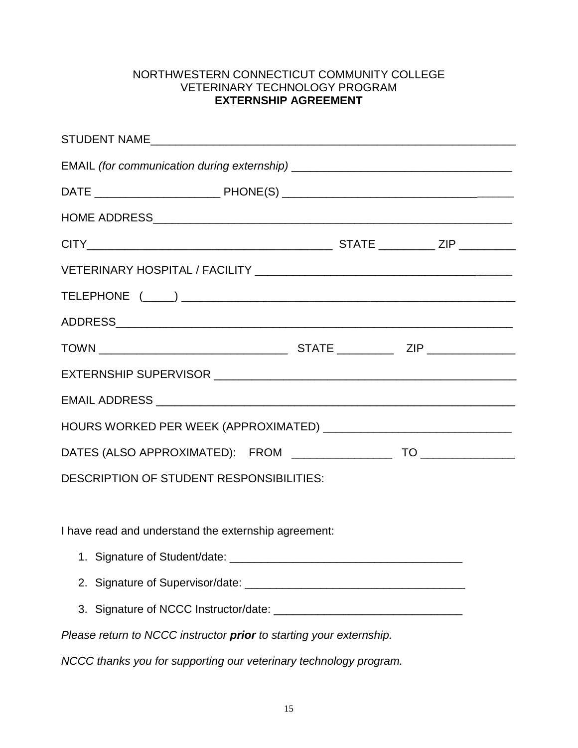NORTHWESTERN CONNECTICUT COMMUNITY COLLEGE
VETERINARY TECHNOLOGY PROGRAM
**EXTERNSHIP AGREEMENT**

STUDENT NAME_______________________________________________________

EMAIL *(for communication during externship)* _________________________________

DATE ___________________ PHONE(S) ___________________________________

HOME ADDRESS______________________________________________________

CITY_____________________________________ STATE _________ ZIP _________

VETERINARY HOSPITAL / FACILITY ___________________________________

TELEPHONE (_____) ____________________________________________________

ADDRESS___________________________________________________________

TOWN _____________________________ STATE _________ ZIP ______________

EXTERNSHIP SUPERVISOR _____________________________________________

EMAIL ADDRESS _____________________________________________________

HOURS WORKED PER WEEK (APPROXIMATED) ____________________________

DATES (ALSO APPROXIMATED): FROM _______________ TO ______________

DESCRIPTION OF STUDENT RESPONSIBILITIES:

I have read and understand the externship agreement:

1. Signature of Student/date: ___________________________________
2. Signature of Supervisor/date: _________________________________
3. Signature of NCCC Instructor/date: ____________________________

*Please return to NCCC instructor **prior** to starting your externship.*

*NCCC thanks you for supporting our veterinary technology program.*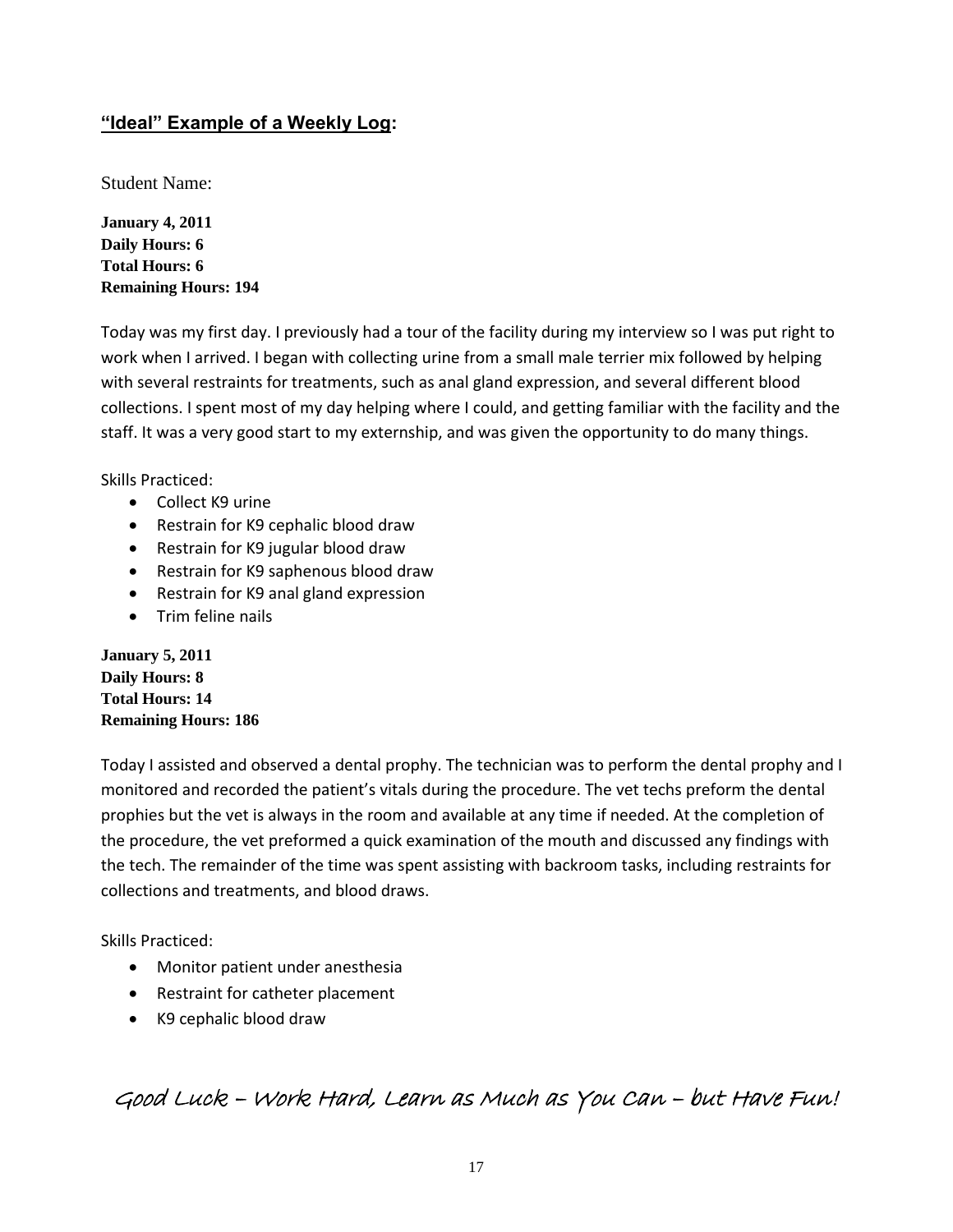## <u>"Ideal" Example of a Weekly Log</u>:

Student Name:

**January 4, 2011**
**Daily Hours: 6**
**Total Hours: 6**
**Remaining Hours: 194**

Today was my first day. I previously had a tour of the facility during my interview so I was put right to work when I arrived. I began with collecting urine from a small male terrier mix followed by helping with several restraints for treatments, such as anal gland expression, and several different blood collections. I spent most of my day helping where I could, and getting familiar with the facility and the staff. It was a very good start to my externship, and was given the opportunity to do many things.

Skills Practiced:

- Collect K9 urine
- Restrain for K9 cephalic blood draw
- Restrain for K9 jugular blood draw
- Restrain for K9 saphenous blood draw
- Restrain for K9 anal gland expression
- Trim feline nails

**January 5, 2011**
**Daily Hours: 8**
**Total Hours: 14**
**Remaining Hours: 186**

Today I assisted and observed a dental prophy. The technician was to perform the dental prophy and I monitored and recorded the patient's vitals during the procedure. The vet techs preform the dental prophies but the vet is always in the room and available at any time if needed. At the completion of the procedure, the vet preformed a quick examination of the mouth and discussed any findings with the tech. The remainder of the time was spent assisting with backroom tasks, including restraints for collections and treatments, and blood draws.

Skills Practiced:

- Monitor patient under anesthesia
- Restraint for catheter placement
- K9 cephalic blood draw

*Good Luck – Work Hard, Learn as Much as You Can – but Have Fun!*